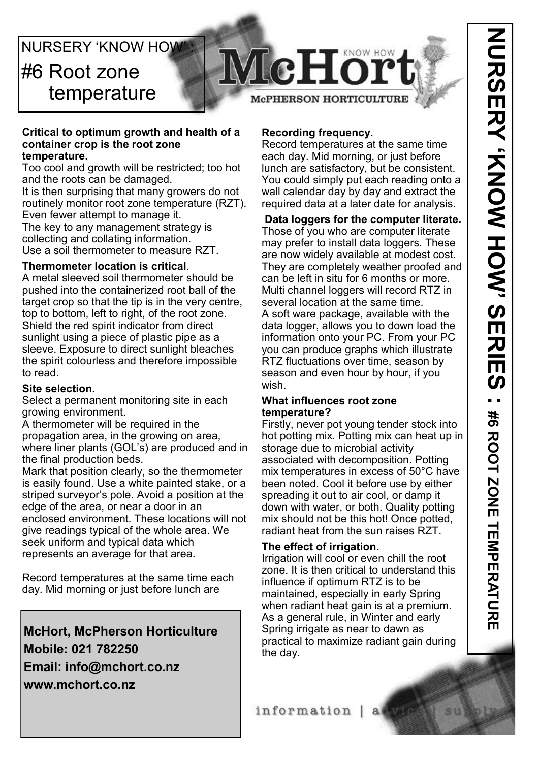NURSERY 'KNOW HOW':

# #6 Root zone temperature

McHort KNOW HOW

McPHERSON HORTICULTURE

**Critical to optimum growth and health of a container crop is the root zone temperature.**

Too cool and growth will be restricted; too hot and the roots can be damaged.

It is then surprising that many growers do not routinely monitor root zone temperature (RZT). Even fewer attempt to manage it.

The key to any management strategy is collecting and collating information.

Use a soil thermometer to measure RZT.

**Thermometer location is critical**.

A metal sleeved soil thermometer should be pushed into the containerized root ball of the target crop so that the tip is in the very centre, top to bottom, left to right, of the root zone. Shield the red spirit indicator from direct sunlight using a piece of plastic pipe as a sleeve. Exposure to direct sunlight bleaches the spirit colourless and therefore impossible to read.

**Site selection.**

Select a permanent monitoring site in each growing environment.

A thermometer will be required in the propagation area, in the growing on area, where liner plants (GOL's) are produced and in the final production beds.

Mark that position clearly, so the thermometer is easily found. Use a white painted stake, or a striped surveyor's pole. Avoid a position at the edge of the area, or near a door in an enclosed environment. These locations will not give readings typical of the whole area. We seek uniform and typical data which represents an average for that area.

Record temperatures at the same time each day. Mid morning or just before lunch are

**McHort, McPherson Horticulture**
**Mobile: 021 782250**
**Email: info@mchort.co.nz**
**www.mchort.co.nz**

**Recording frequency.**

Record temperatures at the same time each day. Mid morning, or just before lunch are satisfactory, but be consistent. You could simply put each reading onto a wall calendar day by day and extract the required data at a later date for analysis.

**Data loggers for the computer literate.**

Those of you who are computer literate may prefer to install data loggers. These are now widely available at modest cost. They are completely weather proofed and can be left in situ for 6 months or more. Multi channel loggers will record RTZ in several location at the same time.

A soft ware package, available with the data logger, allows you to down load the information onto your PC. From your PC you can produce graphs which illustrate RTZ fluctuations over time, season by season and even hour by hour, if you wish.

**What influences root zone temperature?**

Firstly, never pot young tender stock into hot potting mix. Potting mix can heat up in storage due to microbial activity associated with decomposition. Potting mix temperatures in excess of 50°C have been noted. Cool it before use by either spreading it out to air cool, or damp it down with water, or both. Quality potting mix should not be this hot! Once potted, radiant heat from the sun raises RZT.

**The effect of irrigation.**

Irrigation will cool or even chill the root zone. It is then critical to understand this influence if optimum RTZ is to be maintained, especially in early Spring when radiant heat gain is at a premium. As a general rule, in Winter and early Spring irrigate as near to dawn as practical to maximize radiant gain during the day.

information | advice | supply

NURSERY 'KNOW HOW' SERIES : #6 ROOT ZONE TEMPERATURE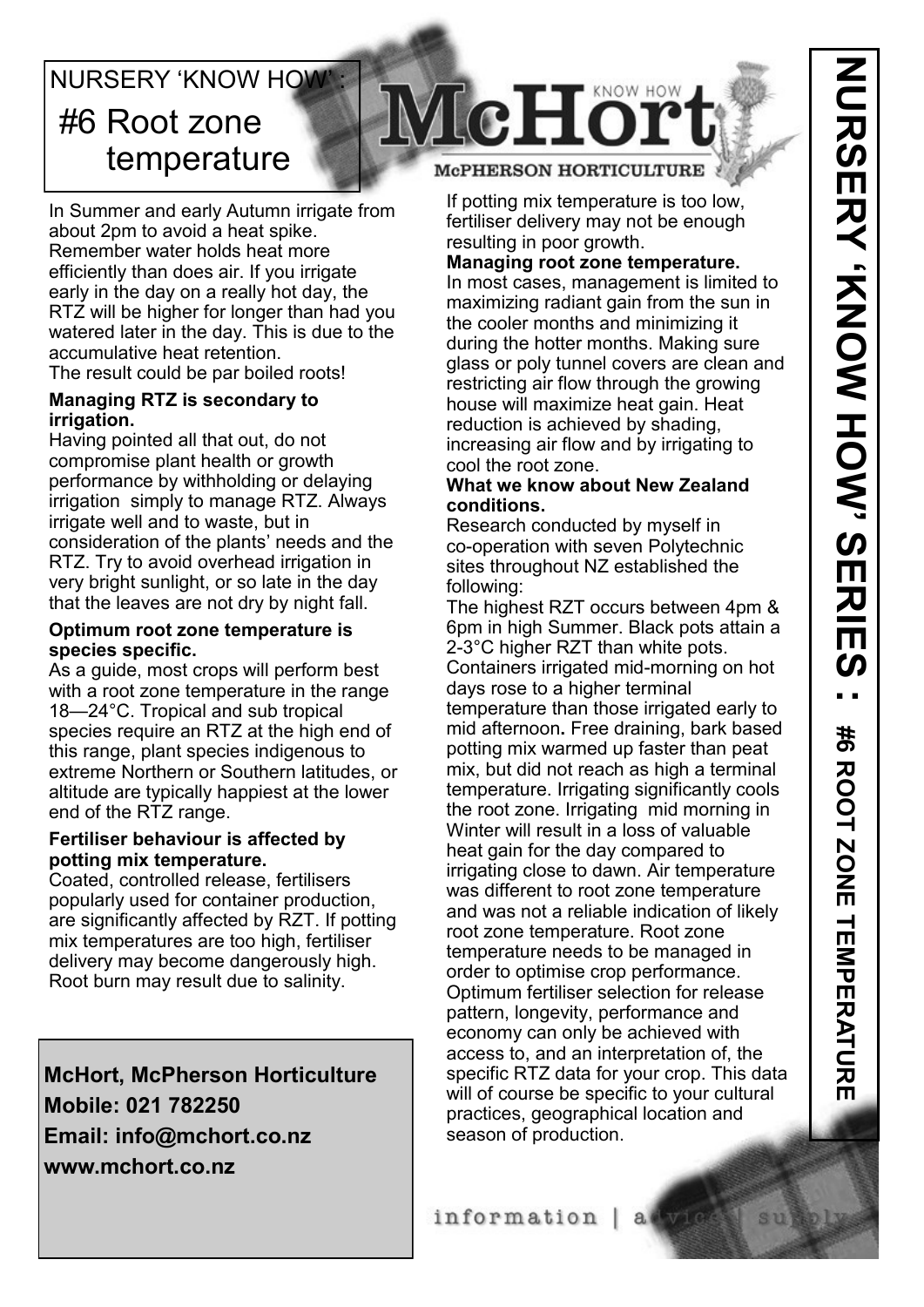NURSERY 'KNOW HOW':

# #6 Root zone temperature

In Summer and early Autumn irrigate from about 2pm to avoid a heat spike. Remember water holds heat more efficiently than does air. If you irrigate early in the day on a really hot day, the RTZ will be higher for longer than had you watered later in the day. This is due to the accumulative heat retention.
The result could be par boiled roots!

**Managing RTZ is secondary to irrigation.**
Having pointed all that out, do not compromise plant health or growth performance by withholding or delaying irrigation simply to manage RTZ. Always irrigate well and to waste, but in consideration of the plants' needs and the RTZ. Try to avoid overhead irrigation in very bright sunlight, or so late in the day that the leaves are not dry by night fall.

**Optimum root zone temperature is species specific.**
As a guide, most crops will perform best with a root zone temperature in the range 18—24°C. Tropical and sub tropical species require an RTZ at the high end of this range, plant species indigenous to extreme Northern or Southern latitudes, or altitude are typically happiest at the lower end of the RTZ range.

**Fertiliser behaviour is affected by potting mix temperature.**
Coated, controlled release, fertilisers popularly used for container production, are significantly affected by RZT. If potting mix temperatures are too high, fertiliser delivery may become dangerously high. Root burn may result due to salinity.

If potting mix temperature is too low, fertiliser delivery may not be enough resulting in poor growth.

**Managing root zone temperature.**
In most cases, management is limited to maximizing radiant gain from the sun in the cooler months and minimizing it during the hotter months. Making sure glass or poly tunnel covers are clean and restricting air flow through the growing house will maximize heat gain. Heat reduction is achieved by shading, increasing air flow and by irrigating to cool the root zone.

**What we know about New Zealand conditions.**
Research conducted by myself in co-operation with seven Polytechnic sites throughout NZ established the following:
The highest RZT occurs between 4pm & 6pm in high Summer. Black pots attain a 2-3°C higher RZT than white pots. Containers irrigated mid-morning on hot days rose to a higher terminal temperature than those irrigated early to mid afternoon**.** Free draining, bark based potting mix warmed up faster than peat mix, but did not reach as high a terminal temperature. Irrigating significantly cools the root zone. Irrigating mid morning in Winter will result in a loss of valuable heat gain for the day compared to irrigating close to dawn. Air temperature was different to root zone temperature and was not a reliable indication of likely root zone temperature. Root zone temperature needs to be managed in order to optimise crop performance. Optimum fertiliser selection for release pattern, longevity, performance and economy can only be achieved with access to, and an interpretation of, the specific RTZ data for your crop. This data will of course be specific to your cultural practices, geographical location and season of production.

**McHort, McPherson Horticulture**
**Mobile: 021 782250**
**Email: info@mchort.co.nz**
**www.mchort.co.nz**